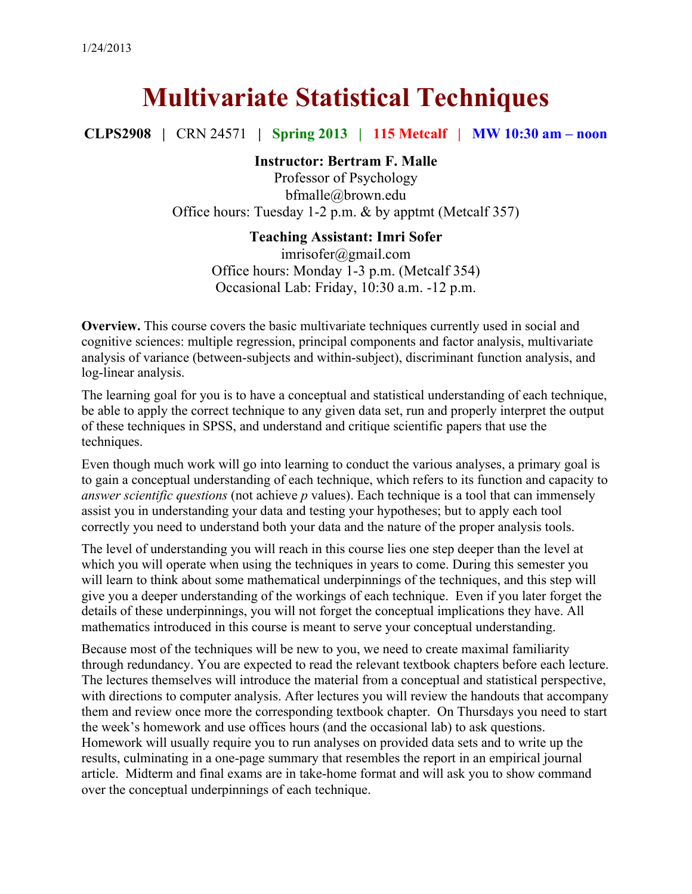1/24/2013

# Multivariate Statistical Techniques

**CLPS2908** | CRN 24571 | **Spring 2013** | **115 Metcalf** | **MW 10:30 am – noon**

**Instructor: Bertram F. Malle**
Professor of Psychology
bfmalle@brown.edu
Office hours: Tuesday 1-2 p.m. & by apptmt (Metcalf 357)

**Teaching Assistant: Imri Sofer**
imrisofer@gmail.com
Office hours: Monday 1-3 p.m. (Metcalf 354)
Occasional Lab: Friday, 10:30 a.m. -12 p.m.

**Overview.** This course covers the basic multivariate techniques currently used in social and cognitive sciences: multiple regression, principal components and factor analysis, multivariate analysis of variance (between-subjects and within-subject), discriminant function analysis, and log-linear analysis.

The learning goal for you is to have a conceptual and statistical understanding of each technique, be able to apply the correct technique to any given data set, run and properly interpret the output of these techniques in SPSS, and understand and critique scientific papers that use the techniques.

Even though much work will go into learning to conduct the various analyses, a primary goal is to gain a conceptual understanding of each technique, which refers to its function and capacity to *answer scientific questions* (not achieve *p* values). Each technique is a tool that can immensely assist you in understanding your data and testing your hypotheses; but to apply each tool correctly you need to understand both your data and the nature of the proper analysis tools.

The level of understanding you will reach in this course lies one step deeper than the level at which you will operate when using the techniques in years to come. During this semester you will learn to think about some mathematical underpinnings of the techniques, and this step will give you a deeper understanding of the workings of each technique. Even if you later forget the details of these underpinnings, you will not forget the conceptual implications they have. All mathematics introduced in this course is meant to serve your conceptual understanding.

Because most of the techniques will be new to you, we need to create maximal familiarity through redundancy. You are expected to read the relevant textbook chapters before each lecture. The lectures themselves will introduce the material from a conceptual and statistical perspective, with directions to computer analysis. After lectures you will review the handouts that accompany them and review once more the corresponding textbook chapter. On Thursdays you need to start the week's homework and use offices hours (and the occasional lab) to ask questions. Homework will usually require you to run analyses on provided data sets and to write up the results, culminating in a one-page summary that resembles the report in an empirical journal article. Midterm and final exams are in take-home format and will ask you to show command over the conceptual underpinnings of each technique.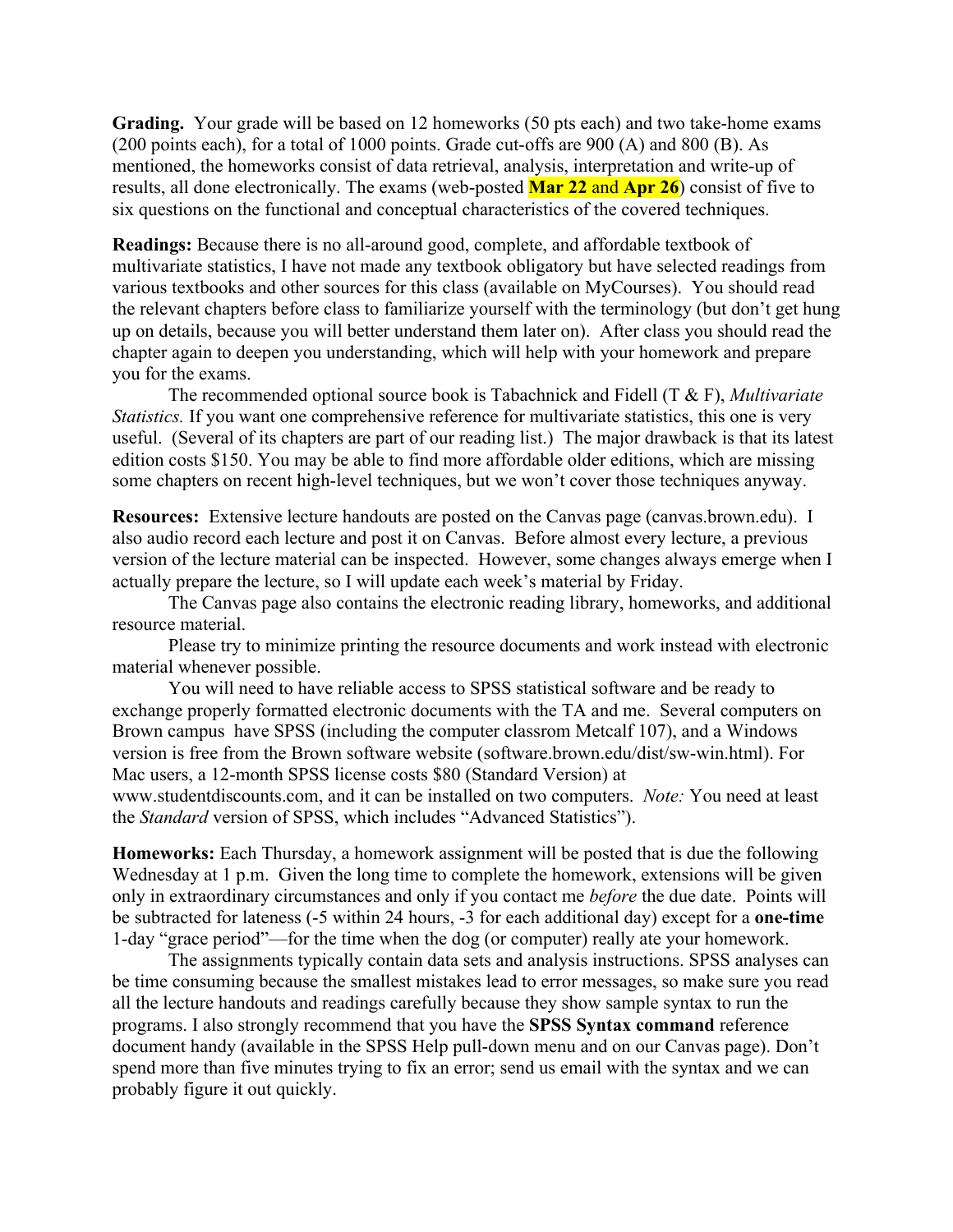**Grading.** Your grade will be based on 12 homeworks (50 pts each) and two take-home exams (200 points each), for a total of 1000 points. Grade cut-offs are 900 (A) and 800 (B). As mentioned, the homeworks consist of data retrieval, analysis, interpretation and write-up of results, all done electronically. The exams (web-posted **Mar 22** and **Apr 26**) consist of five to six questions on the functional and conceptual characteristics of the covered techniques.

**Readings:** Because there is no all-around good, complete, and affordable textbook of multivariate statistics, I have not made any textbook obligatory but have selected readings from various textbooks and other sources for this class (available on MyCourses). You should read the relevant chapters before class to familiarize yourself with the terminology (but don't get hung up on details, because you will better understand them later on). After class you should read the chapter again to deepen you understanding, which will help with your homework and prepare you for the exams.

The recommended optional source book is Tabachnick and Fidell (T & F), *Multivariate Statistics.* If you want one comprehensive reference for multivariate statistics, this one is very useful. (Several of its chapters are part of our reading list.) The major drawback is that its latest edition costs $150. You may be able to find more affordable older editions, which are missing some chapters on recent high-level techniques, but we won't cover those techniques anyway.

**Resources:** Extensive lecture handouts are posted on the Canvas page (canvas.brown.edu). I also audio record each lecture and post it on Canvas. Before almost every lecture, a previous version of the lecture material can be inspected. However, some changes always emerge when I actually prepare the lecture, so I will update each week's material by Friday.

The Canvas page also contains the electronic reading library, homeworks, and additional resource material.

Please try to minimize printing the resource documents and work instead with electronic material whenever possible.

You will need to have reliable access to SPSS statistical software and be ready to exchange properly formatted electronic documents with the TA and me. Several computers on Brown campus have SPSS (including the computer classrom Metcalf 107), and a Windows version is free from the Brown software website (software.brown.edu/dist/sw-win.html). For Mac users, a 12-month SPSS license costs $80 (Standard Version) at www.studentdiscounts.com, and it can be installed on two computers. *Note:* You need at least the *Standard* version of SPSS, which includes "Advanced Statistics").

**Homeworks:** Each Thursday, a homework assignment will be posted that is due the following Wednesday at 1 p.m. Given the long time to complete the homework, extensions will be given only in extraordinary circumstances and only if you contact me *before* the due date. Points will be subtracted for lateness (-5 within 24 hours, -3 for each additional day) except for a **one-time** 1-day "grace period"—for the time when the dog (or computer) really ate your homework.

The assignments typically contain data sets and analysis instructions. SPSS analyses can be time consuming because the smallest mistakes lead to error messages, so make sure you read all the lecture handouts and readings carefully because they show sample syntax to run the programs. I also strongly recommend that you have the **SPSS Syntax command** reference document handy (available in the SPSS Help pull-down menu and on our Canvas page). Don't spend more than five minutes trying to fix an error; send us email with the syntax and we can probably figure it out quickly.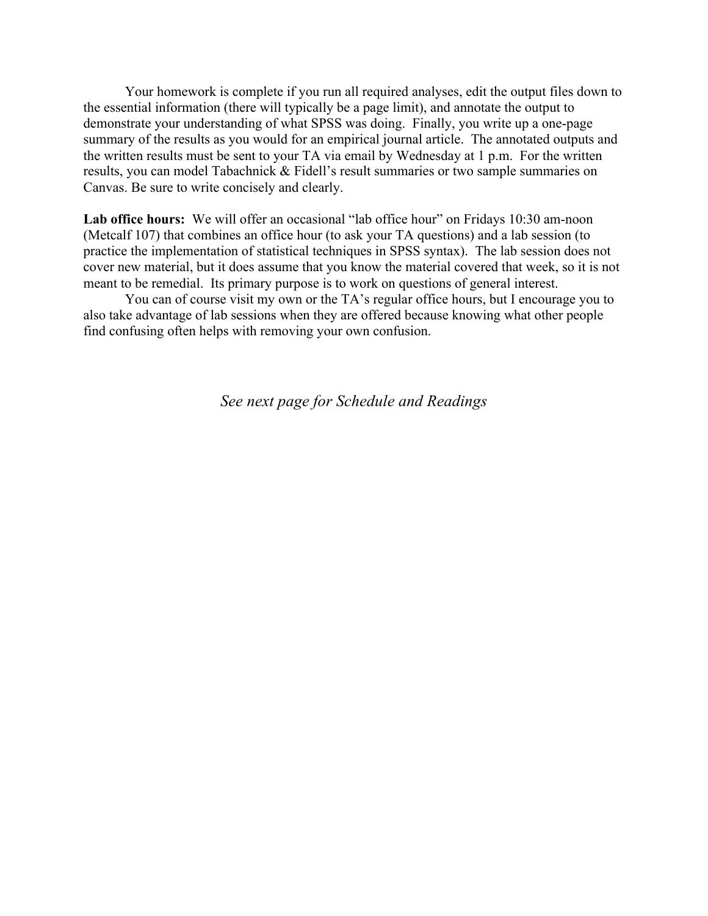Your homework is complete if you run all required analyses, edit the output files down to the essential information (there will typically be a page limit), and annotate the output to demonstrate your understanding of what SPSS was doing. Finally, you write up a one-page summary of the results as you would for an empirical journal article. The annotated outputs and the written results must be sent to your TA via email by Wednesday at 1 p.m. For the written results, you can model Tabachnick & Fidell's result summaries or two sample summaries on Canvas. Be sure to write concisely and clearly.

**Lab office hours:** We will offer an occasional "lab office hour" on Fridays 10:30 am-noon (Metcalf 107) that combines an office hour (to ask your TA questions) and a lab session (to practice the implementation of statistical techniques in SPSS syntax). The lab session does not cover new material, but it does assume that you know the material covered that week, so it is not meant to be remedial. Its primary purpose is to work on questions of general interest.

You can of course visit my own or the TA's regular office hours, but I encourage you to also take advantage of lab sessions when they are offered because knowing what other people find confusing often helps with removing your own confusion.

*See next page for Schedule and Readings*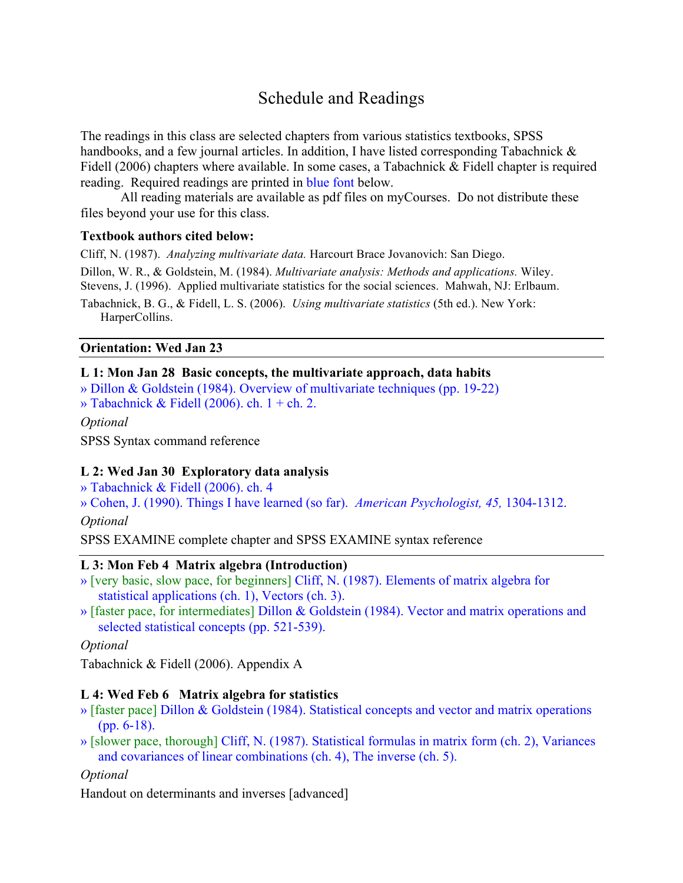# Schedule and Readings

The readings in this class are selected chapters from various statistics textbooks, SPSS handbooks, and a few journal articles. In addition, I have listed corresponding Tabachnick & Fidell (2006) chapters where available. In some cases, a Tabachnick & Fidell chapter is required reading. Required readings are printed in blue font below.

All reading materials are available as pdf files on myCourses. Do not distribute these files beyond your use for this class.

**Textbook authors cited below:**

Cliff, N. (1987). *Analyzing multivariate data.* Harcourt Brace Jovanovich: San Diego.

Dillon, W. R., & Goldstein, M. (1984). *Multivariate analysis: Methods and applications.* Wiley.

Stevens, J. (1996). Applied multivariate statistics for the social sciences. Mahwah, NJ: Erlbaum.

Tabachnick, B. G., & Fidell, L. S. (2006). *Using multivariate statistics* (5th ed.). New York: HarperCollins.

---

**Orientation: Wed Jan 23**

---

**L 1: Mon Jan 28 Basic concepts, the multivariate approach, data habits**

» Dillon & Goldstein (1984). Overview of multivariate techniques (pp. 19-22)

» Tabachnick & Fidell (2006). ch. 1 + ch. 2.

*Optional*

SPSS Syntax command reference

**L 2: Wed Jan 30 Exploratory data analysis**

» Tabachnick & Fidell (2006). ch. 4

» Cohen, J. (1990). Things I have learned (so far). *American Psychologist, 45,* 1304-1312.

*Optional*

SPSS EXAMINE complete chapter and SPSS EXAMINE syntax reference

---

**L 3: Mon Feb 4 Matrix algebra (Introduction)**

» [very basic, slow pace, for beginners] Cliff, N. (1987). Elements of matrix algebra for statistical applications (ch. 1), Vectors (ch. 3).

» [faster pace, for intermediates] Dillon & Goldstein (1984). Vector and matrix operations and selected statistical concepts (pp. 521-539).

*Optional*

Tabachnick & Fidell (2006). Appendix A

**L 4: Wed Feb 6 Matrix algebra for statistics**

» [faster pace] Dillon & Goldstein (1984). Statistical concepts and vector and matrix operations (pp. 6-18).

» [slower pace, thorough] Cliff, N. (1987). Statistical formulas in matrix form (ch. 2), Variances and covariances of linear combinations (ch. 4), The inverse (ch. 5).

*Optional*

Handout on determinants and inverses [advanced]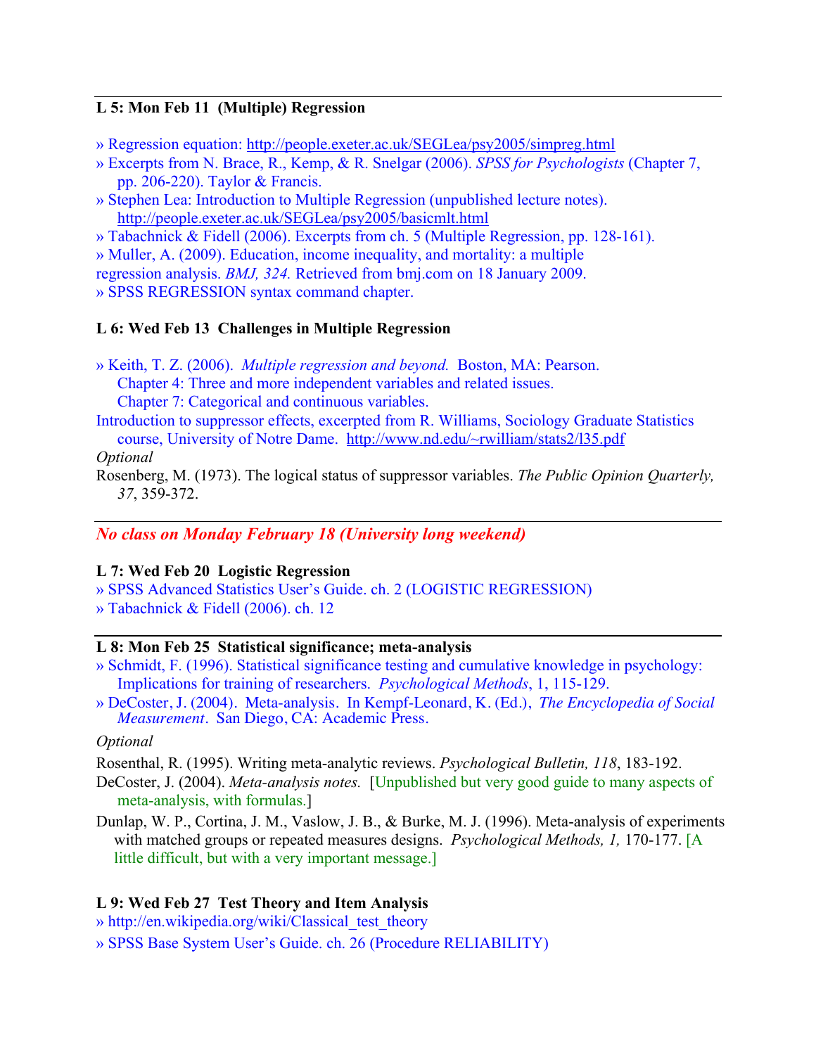---

**L 5: Mon Feb 11 (Multiple) Regression**

» Regression equation: http://people.exeter.ac.uk/SEGLea/psy2005/simpreg.html

» Excerpts from N. Brace, R., Kemp, & R. Snelgar (2006). *SPSS for Psychologists* (Chapter 7, pp. 206-220). Taylor & Francis.

» Stephen Lea: Introduction to Multiple Regression (unpublished lecture notes). http://people.exeter.ac.uk/SEGLea/psy2005/basicmlt.html

» Tabachnick & Fidell (2006). Excerpts from ch. 5 (Multiple Regression, pp. 128-161).

» Muller, A. (2009). Education, income inequality, and mortality: a multiple regression analysis. *BMJ, 324.* Retrieved from bmj.com on 18 January 2009.

» SPSS REGRESSION syntax command chapter.

**L 6: Wed Feb 13 Challenges in Multiple Regression**

» Keith, T. Z. (2006). *Multiple regression and beyond.* Boston, MA: Pearson.
  Chapter 4: Three and more independent variables and related issues.
  Chapter 7: Categorical and continuous variables.

Introduction to suppressor effects, excerpted from R. Williams, Sociology Graduate Statistics course, University of Notre Dame. http://www.nd.edu/~rwilliam/stats2/l35.pdf

*Optional*

Rosenberg, M. (1973). The logical status of suppressor variables. *The Public Opinion Quarterly, 37*, 359-372.

---

***No class on Monday February 18 (University long weekend)***

**L 7: Wed Feb 20 Logistic Regression**

» SPSS Advanced Statistics User's Guide. ch. 2 (LOGISTIC REGRESSION)

» Tabachnick & Fidell (2006). ch. 12

---

**L 8: Mon Feb 25 Statistical significance; meta-analysis**

» Schmidt, F. (1996). Statistical significance testing and cumulative knowledge in psychology: Implications for training of researchers. *Psychological Methods*, 1, 115-129.

» DeCoster, J. (2004). Meta-analysis. In Kempf-Leonard, K. (Ed.), *The Encyclopedia of Social Measurement*. San Diego, CA: Academic Press.

*Optional*

Rosenthal, R. (1995). Writing meta-analytic reviews. *Psychological Bulletin, 118*, 183-192.

DeCoster, J. (2004). *Meta-analysis notes.* [Unpublished but very good guide to many aspects of meta-analysis, with formulas.]

Dunlap, W. P., Cortina, J. M., Vaslow, J. B., & Burke, M. J. (1996). Meta-analysis of experiments with matched groups or repeated measures designs. *Psychological Methods, 1,* 170-177. [A little difficult, but with a very important message.]

**L 9: Wed Feb 27 Test Theory and Item Analysis**

» http://en.wikipedia.org/wiki/Classical_test_theory

» SPSS Base System User's Guide. ch. 26 (Procedure RELIABILITY)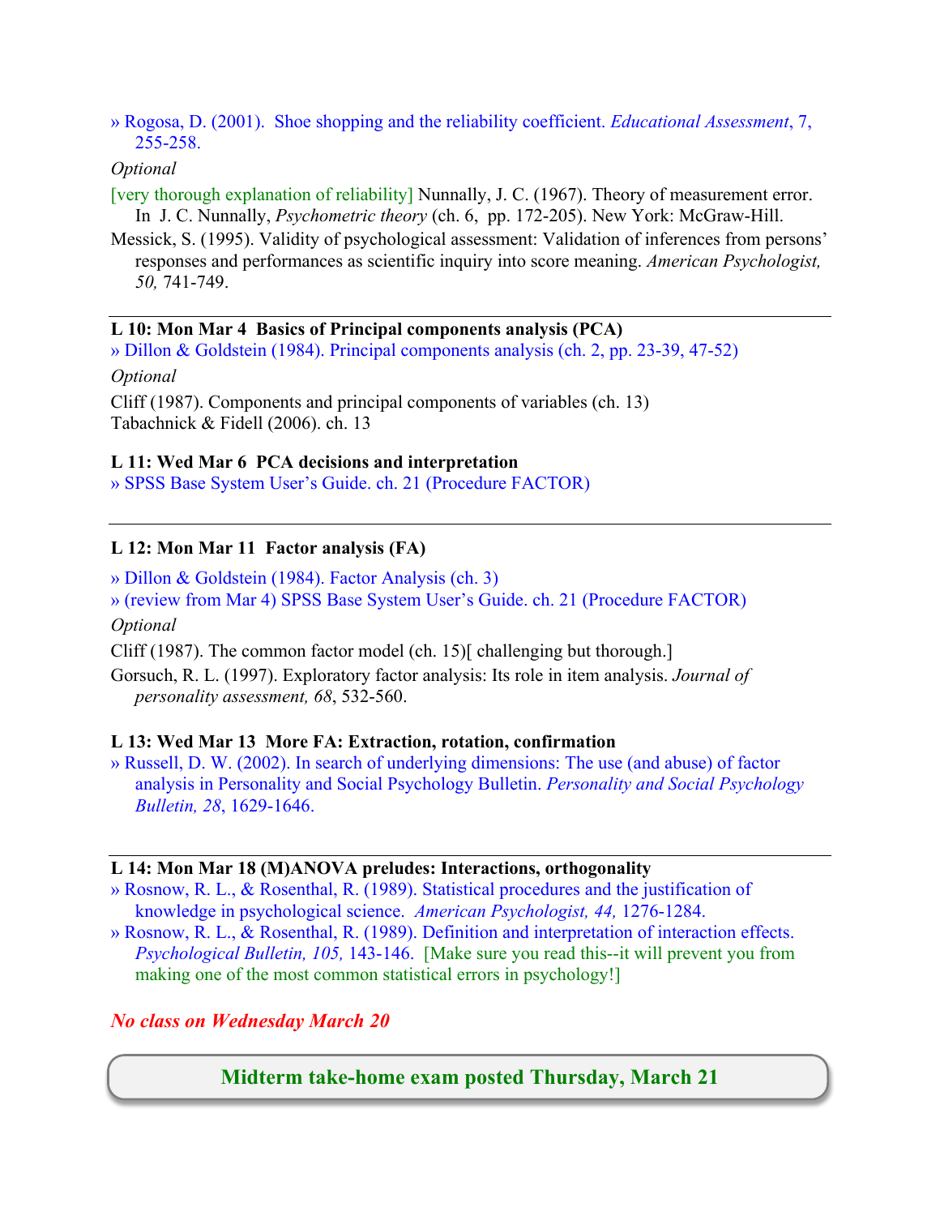» Rogosa, D. (2001). Shoe shopping and the reliability coefficient. *Educational Assessment*, 7, 255-258.

*Optional*

[very thorough explanation of reliability] Nunnally, J. C. (1967). Theory of measurement error. In J. C. Nunnally, *Psychometric theory* (ch. 6, pp. 172-205). New York: McGraw-Hill.

Messick, S. (1995). Validity of psychological assessment: Validation of inferences from persons' responses and performances as scientific inquiry into score meaning. *American Psychologist, 50,* 741-749.

---

**L 10: Mon Mar 4 Basics of Principal components analysis (PCA)**

» Dillon & Goldstein (1984). Principal components analysis (ch. 2, pp. 23-39, 47-52)

*Optional*

Cliff (1987). Components and principal components of variables (ch. 13)
Tabachnick & Fidell (2006). ch. 13

**L 11: Wed Mar 6 PCA decisions and interpretation**

» SPSS Base System User's Guide. ch. 21 (Procedure FACTOR)

---

**L 12: Mon Mar 11 Factor analysis (FA)**

» Dillon & Goldstein (1984). Factor Analysis (ch. 3)

» (review from Mar 4) SPSS Base System User's Guide. ch. 21 (Procedure FACTOR)

*Optional*

Cliff (1987). The common factor model (ch. 15)[ challenging but thorough.]

Gorsuch, R. L. (1997). Exploratory factor analysis: Its role in item analysis. *Journal of personality assessment, 68*, 532-560.

**L 13: Wed Mar 13 More FA: Extraction, rotation, confirmation**

» Russell, D. W. (2002). In search of underlying dimensions: The use (and abuse) of factor analysis in Personality and Social Psychology Bulletin. *Personality and Social Psychology Bulletin, 28*, 1629-1646.

---

**L 14: Mon Mar 18 (M)ANOVA preludes: Interactions, orthogonality**

» Rosnow, R. L., & Rosenthal, R. (1989). Statistical procedures and the justification of knowledge in psychological science. *American Psychologist, 44,* 1276-1284.

» Rosnow, R. L., & Rosenthal, R. (1989). Definition and interpretation of interaction effects. *Psychological Bulletin, 105,* 143-146. [Make sure you read this--it will prevent you from making one of the most common statistical errors in psychology!]

***No class on Wednesday March 20***

**Midterm take-home exam posted Thursday, March 21**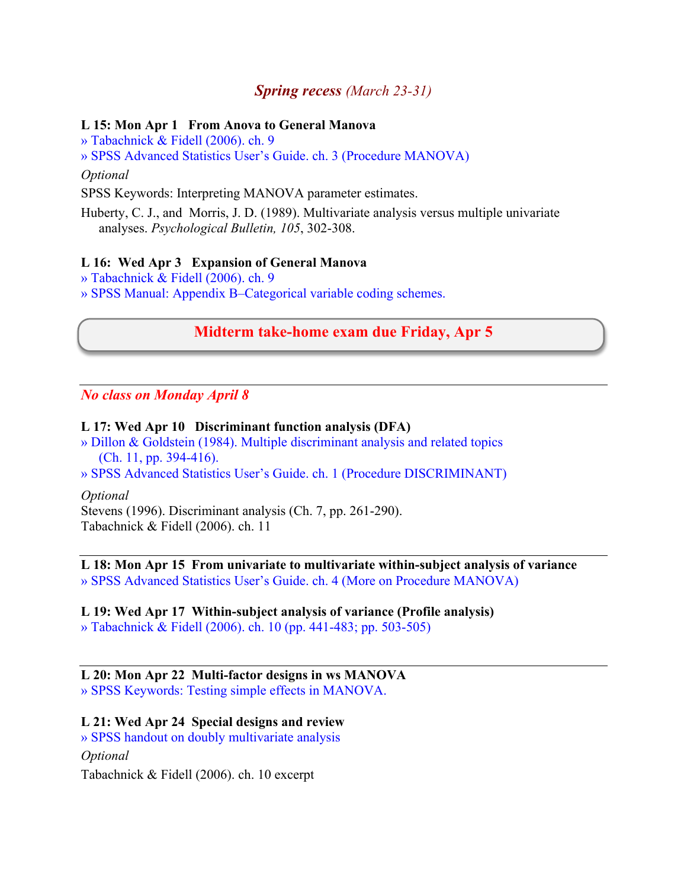*Spring recess (March 23-31)*

**L 15: Mon Apr 1   From Anova to General Manova**

» Tabachnick & Fidell (2006). ch. 9

» SPSS Advanced Statistics User's Guide. ch. 3 (Procedure MANOVA)

*Optional*

SPSS Keywords: Interpreting MANOVA parameter estimates.

Huberty, C. J., and Morris, J. D. (1989). Multivariate analysis versus multiple univariate analyses. *Psychological Bulletin, 105*, 302-308.

**L 16: Wed Apr 3   Expansion of General Manova**

» Tabachnick & Fidell (2006). ch. 9

» SPSS Manual: Appendix B–Categorical variable coding schemes.

**Midterm take-home exam due Friday, Apr 5**

---

*No class on Monday April 8*

**L 17: Wed Apr 10   Discriminant function analysis (DFA)**

» Dillon & Goldstein (1984). Multiple discriminant analysis and related topics (Ch. 11, pp. 394-416).

» SPSS Advanced Statistics User's Guide. ch. 1 (Procedure DISCRIMINANT)

*Optional*

Stevens (1996). Discriminant analysis (Ch. 7, pp. 261-290).

Tabachnick & Fidell (2006). ch. 11

---

**L 18: Mon Apr 15  From univariate to multivariate within-subject analysis of variance**

» SPSS Advanced Statistics User's Guide. ch. 4 (More on Procedure MANOVA)

**L 19: Wed Apr 17  Within-subject analysis of variance (Profile analysis)**

» Tabachnick & Fidell (2006). ch. 10 (pp. 441-483; pp. 503-505)

---

**L 20: Mon Apr 22  Multi-factor designs in ws MANOVA**

» SPSS Keywords: Testing simple effects in MANOVA.

**L 21: Wed Apr 24  Special designs and review**

» SPSS handout on doubly multivariate analysis

*Optional*

Tabachnick & Fidell (2006). ch. 10 excerpt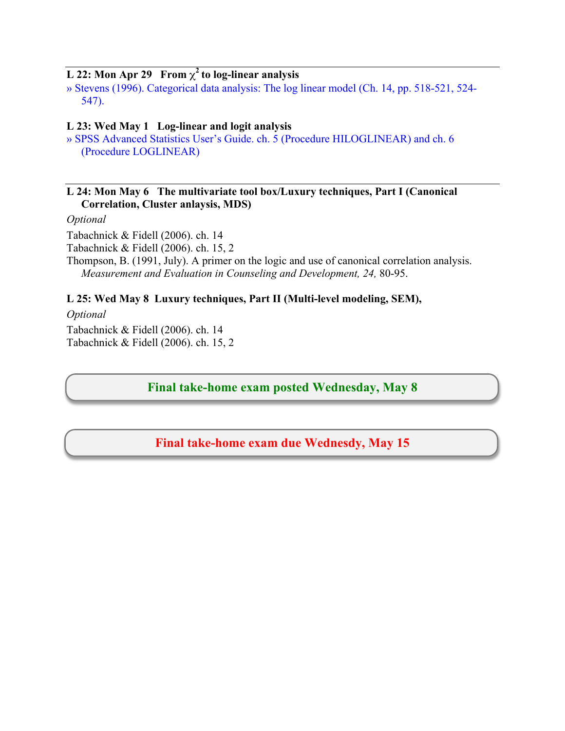---

**L 22: Mon Apr 29 From $\chi^2$ to log-linear analysis**

» Stevens (1996). Categorical data analysis: The log linear model (Ch. 14, pp. 518-521, 524-547).

**L 23: Wed May 1 Log-linear and logit analysis**

» SPSS Advanced Statistics User's Guide. ch. 5 (Procedure HILOGLINEAR) and ch. 6 (Procedure LOGLINEAR)

---

**L 24: Mon May 6 The multivariate tool box/Luxury techniques, Part I (Canonical Correlation, Cluster anlaysis, MDS)**

*Optional*

Tabachnick & Fidell (2006). ch. 14

Tabachnick & Fidell (2006). ch. 15, 2

Thompson, B. (1991, July). A primer on the logic and use of canonical correlation analysis. *Measurement and Evaluation in Counseling and Development, 24,* 80-95.

**L 25: Wed May 8 Luxury techniques, Part II (Multi-level modeling, SEM),**

*Optional*

Tabachnick & Fidell (2006). ch. 14

Tabachnick & Fidell (2006). ch. 15, 2

**Final take-home exam posted Wednesday, May 8**

**Final take-home exam due Wednesdy, May 15**